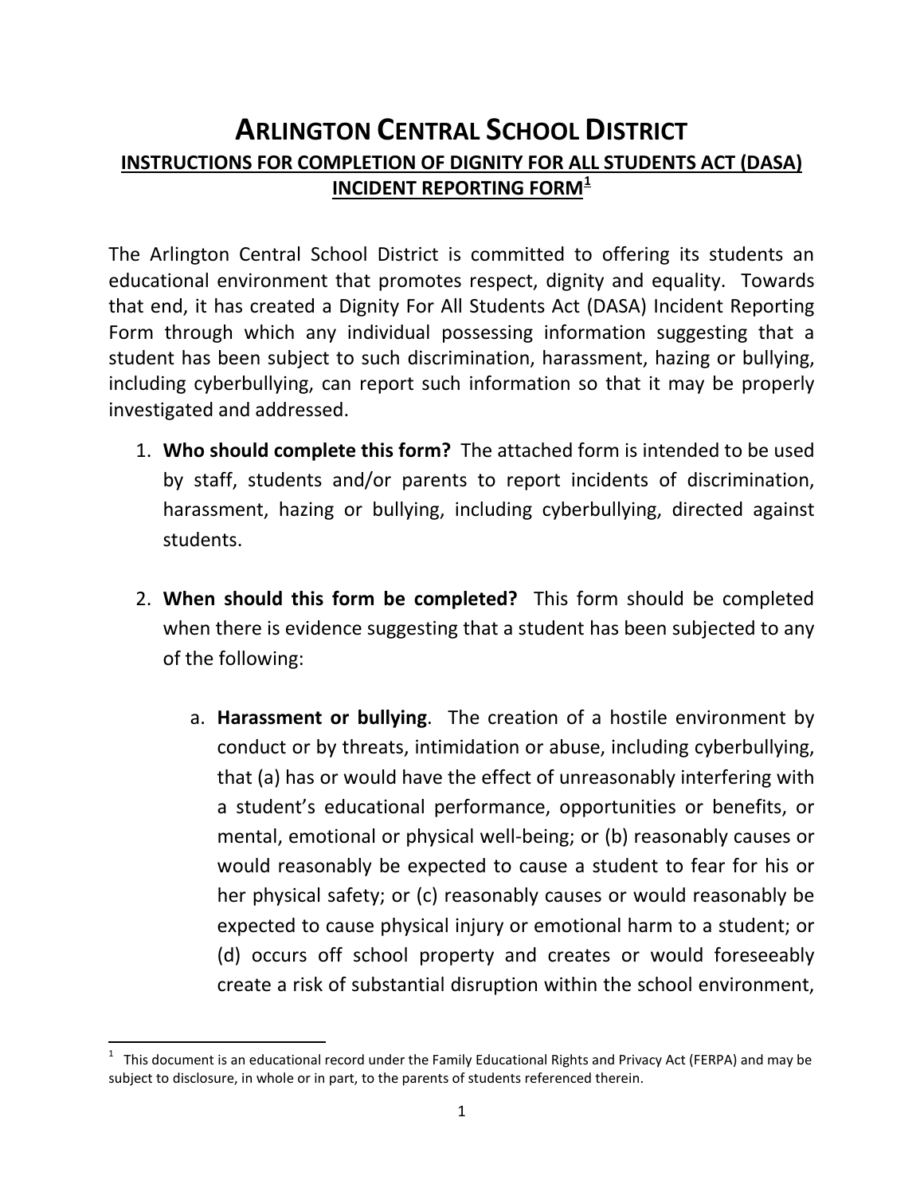# ARLINGTON CENTRAL SCHOOL DISTRICT

## INSTRUCTIONS FOR COMPLETION OF DIGNITY FOR ALL STUDENTS ACT (DASA) INCIDENT REPORTING FORM[1]

The Arlington Central School District is committed to offering its students an educational environment that promotes respect, dignity and equality. Towards that end, it has created a Dignity For All Students Act (DASA) Incident Reporting Form through which any individual possessing information suggesting that a student has been subject to such discrimination, harassment, hazing or bullying, including cyberbullying, can report such information so that it may be properly investigated and addressed.

1. **Who should complete this form?** The attached form is intended to be used by staff, students and/or parents to report incidents of discrimination, harassment, hazing or bullying, including cyberbullying, directed against students.

2. **When should this form be completed?** This form should be completed when there is evidence suggesting that a student has been subjected to any of the following:

    a. **Harassment or bullying**. The creation of a hostile environment by conduct or by threats, intimidation or abuse, including cyberbullying, that (a) has or would have the effect of unreasonably interfering with a student's educational performance, opportunities or benefits, or mental, emotional or physical well-being; or (b) reasonably causes or would reasonably be expected to cause a student to fear for his or her physical safety; or (c) reasonably causes or would reasonably be expected to cause physical injury or emotional harm to a student; or (d) occurs off school property and creates or would foreseeably create a risk of substantial disruption within the school environment,

---

[1] This document is an educational record under the Family Educational Rights and Privacy Act (FERPA) and may be subject to disclosure, in whole or in part, to the parents of students referenced therein.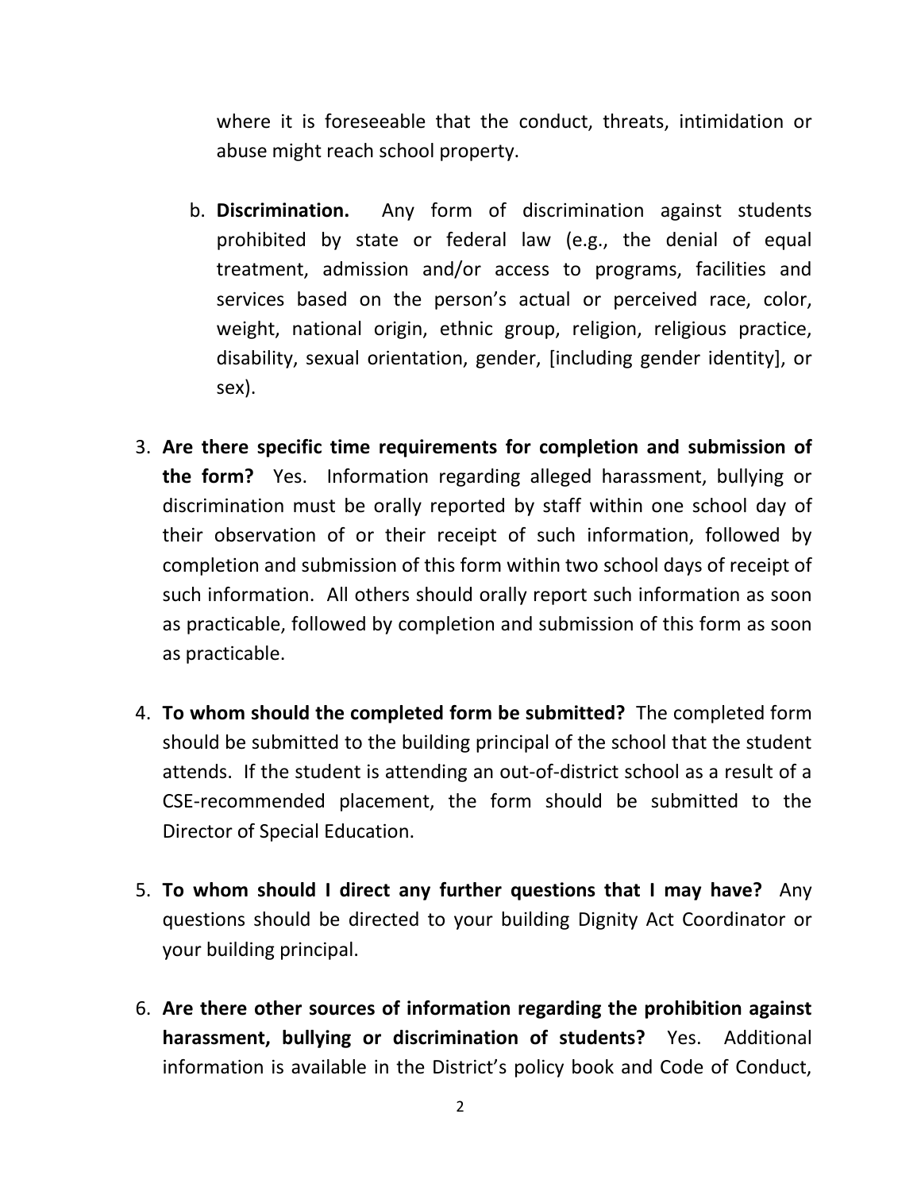where it is foreseeable that the conduct, threats, intimidation or abuse might reach school property.

   b. **Discrimination.** Any form of discrimination against students prohibited by state or federal law (e.g., the denial of equal treatment, admission and/or access to programs, facilities and services based on the person's actual or perceived race, color, weight, national origin, ethnic group, religion, religious practice, disability, sexual orientation, gender, [including gender identity], or sex).

3. **Are there specific time requirements for completion and submission of the form?** Yes. Information regarding alleged harassment, bullying or discrimination must be orally reported by staff within one school day of their observation of or their receipt of such information, followed by completion and submission of this form within two school days of receipt of such information. All others should orally report such information as soon as practicable, followed by completion and submission of this form as soon as practicable.

4. **To whom should the completed form be submitted?** The completed form should be submitted to the building principal of the school that the student attends. If the student is attending an out-of-district school as a result of a CSE-recommended placement, the form should be submitted to the Director of Special Education.

5. **To whom should I direct any further questions that I may have?** Any questions should be directed to your building Dignity Act Coordinator or your building principal.

6. **Are there other sources of information regarding the prohibition against harassment, bullying or discrimination of students?** Yes. Additional information is available in the District's policy book and Code of Conduct,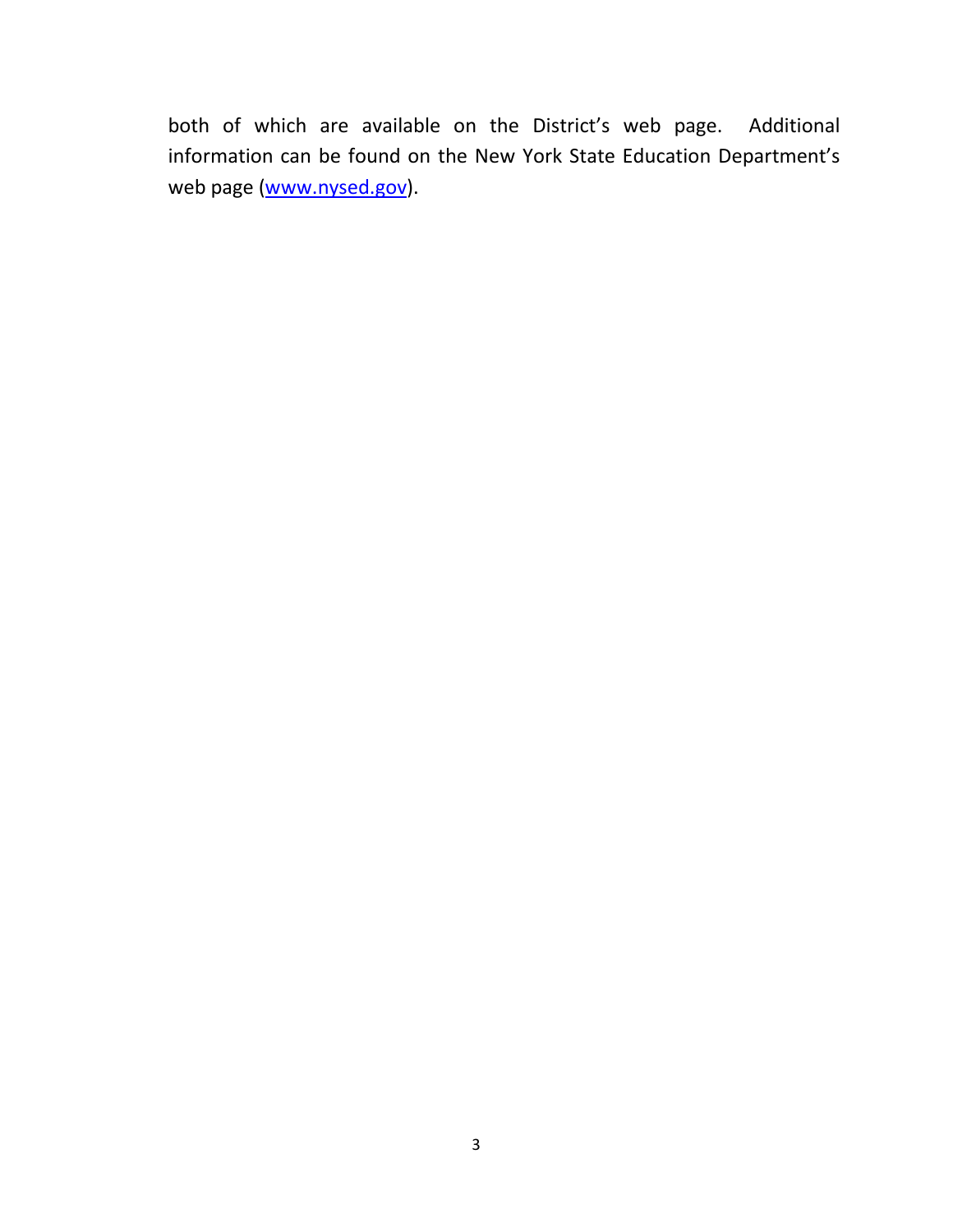both of which are available on the District's web page. Additional information can be found on the New York State Education Department's web page ([www.nysed.gov](http://www.nysed.gov)).